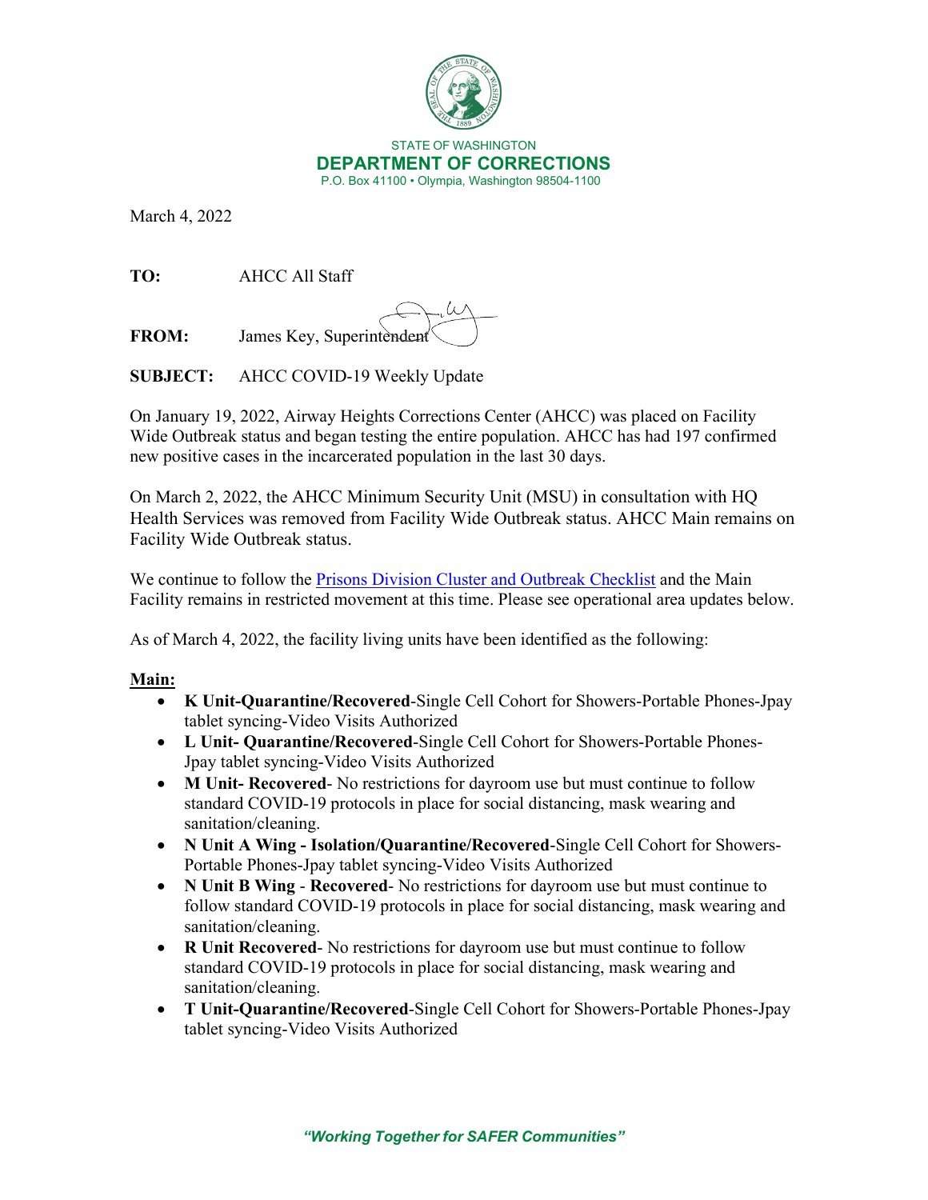STATE OF WASHINGTON
**DEPARTMENT OF CORRECTIONS**
P.O. Box 41100 • Olympia, Washington 98504-1100

March 4, 2022

**TO:** AHCC All Staff

**FROM:** James Key, Superintendent

**SUBJECT:** AHCC COVID-19 Weekly Update

On January 19, 2022, Airway Heights Corrections Center (AHCC) was placed on Facility Wide Outbreak status and began testing the entire population. AHCC has had 197 confirmed new positive cases in the incarcerated population in the last 30 days.

On March 2, 2022, the AHCC Minimum Security Unit (MSU) in consultation with HQ Health Services was removed from Facility Wide Outbreak status. AHCC Main remains on Facility Wide Outbreak status.

We continue to follow the Prisons Division Cluster and Outbreak Checklist and the Main Facility remains in restricted movement at this time. Please see operational area updates below.

As of March 4, 2022, the facility living units have been identified as the following:

**Main:**

- **K Unit-Quarantine/Recovered**-Single Cell Cohort for Showers-Portable Phones-Jpay tablet syncing-Video Visits Authorized
- **L Unit- Quarantine/Recovered**-Single Cell Cohort for Showers-Portable Phones-Jpay tablet syncing-Video Visits Authorized
- **M Unit- Recovered**- No restrictions for dayroom use but must continue to follow standard COVID-19 protocols in place for social distancing, mask wearing and sanitation/cleaning.
- **N Unit A Wing - Isolation/Quarantine/Recovered**-Single Cell Cohort for Showers-Portable Phones-Jpay tablet syncing-Video Visits Authorized
- **N Unit B Wing - Recovered**- No restrictions for dayroom use but must continue to follow standard COVID-19 protocols in place for social distancing, mask wearing and sanitation/cleaning.
- **R Unit Recovered**- No restrictions for dayroom use but must continue to follow standard COVID-19 protocols in place for social distancing, mask wearing and sanitation/cleaning.
- **T Unit-Quarantine/Recovered**-Single Cell Cohort for Showers-Portable Phones-Jpay tablet syncing-Video Visits Authorized

*"Working Together for SAFER Communities"*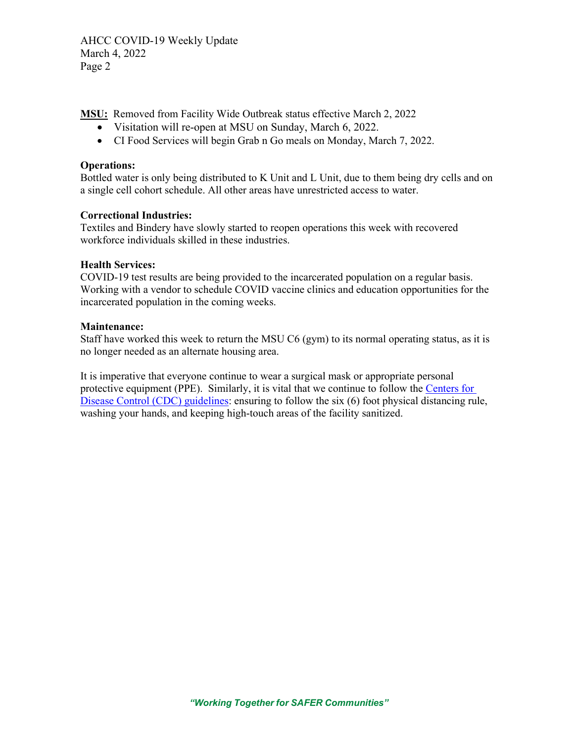**MSU:** Removed from Facility Wide Outbreak status effective March 2, 2022

- Visitation will re-open at MSU on Sunday, March 6, 2022.
- CI Food Services will begin Grab n Go meals on Monday, March 7, 2022.

**Operations:**
Bottled water is only being distributed to K Unit and L Unit, due to them being dry cells and on a single cell cohort schedule. All other areas have unrestricted access to water.

**Correctional Industries:**
Textiles and Bindery have slowly started to reopen operations this week with recovered workforce individuals skilled in these industries.

**Health Services:**
COVID-19 test results are being provided to the incarcerated population on a regular basis. Working with a vendor to schedule COVID vaccine clinics and education opportunities for the incarcerated population in the coming weeks.

**Maintenance:**
Staff have worked this week to return the MSU C6 (gym) to its normal operating status, as it is no longer needed as an alternate housing area.

It is imperative that everyone continue to wear a surgical mask or appropriate personal protective equipment (PPE). Similarly, it is vital that we continue to follow the Centers for Disease Control (CDC) guidelines: ensuring to follow the six (6) foot physical distancing rule, washing your hands, and keeping high-touch areas of the facility sanitized.